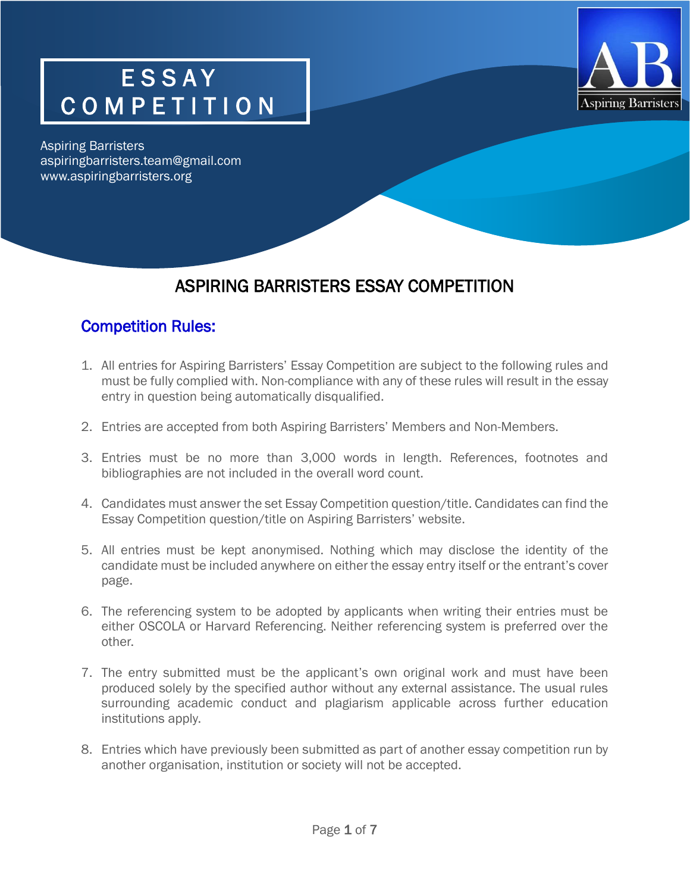# ESSAY COMPETITION

Aspiring Barristers
aspiringbarristers.team@gmail.com
www.aspiringbarristers.org

## ASPIRING BARRISTERS ESSAY COMPETITION

### Competition Rules:

1. All entries for Aspiring Barristers' Essay Competition are subject to the following rules and must be fully complied with. Non-compliance with any of these rules will result in the essay entry in question being automatically disqualified.

2. Entries are accepted from both Aspiring Barristers' Members and Non-Members.

3. Entries must be no more than 3,000 words in length. References, footnotes and bibliographies are not included in the overall word count.

4. Candidates must answer the set Essay Competition question/title. Candidates can find the Essay Competition question/title on Aspiring Barristers' website.

5. All entries must be kept anonymised. Nothing which may disclose the identity of the candidate must be included anywhere on either the essay entry itself or the entrant's cover page.

6. The referencing system to be adopted by applicants when writing their entries must be either OSCOLA or Harvard Referencing. Neither referencing system is preferred over the other.

7. The entry submitted must be the applicant's own original work and must have been produced solely by the specified author without any external assistance. The usual rules surrounding academic conduct and plagiarism applicable across further education institutions apply.

8. Entries which have previously been submitted as part of another essay competition run by another organisation, institution or society will not be accepted.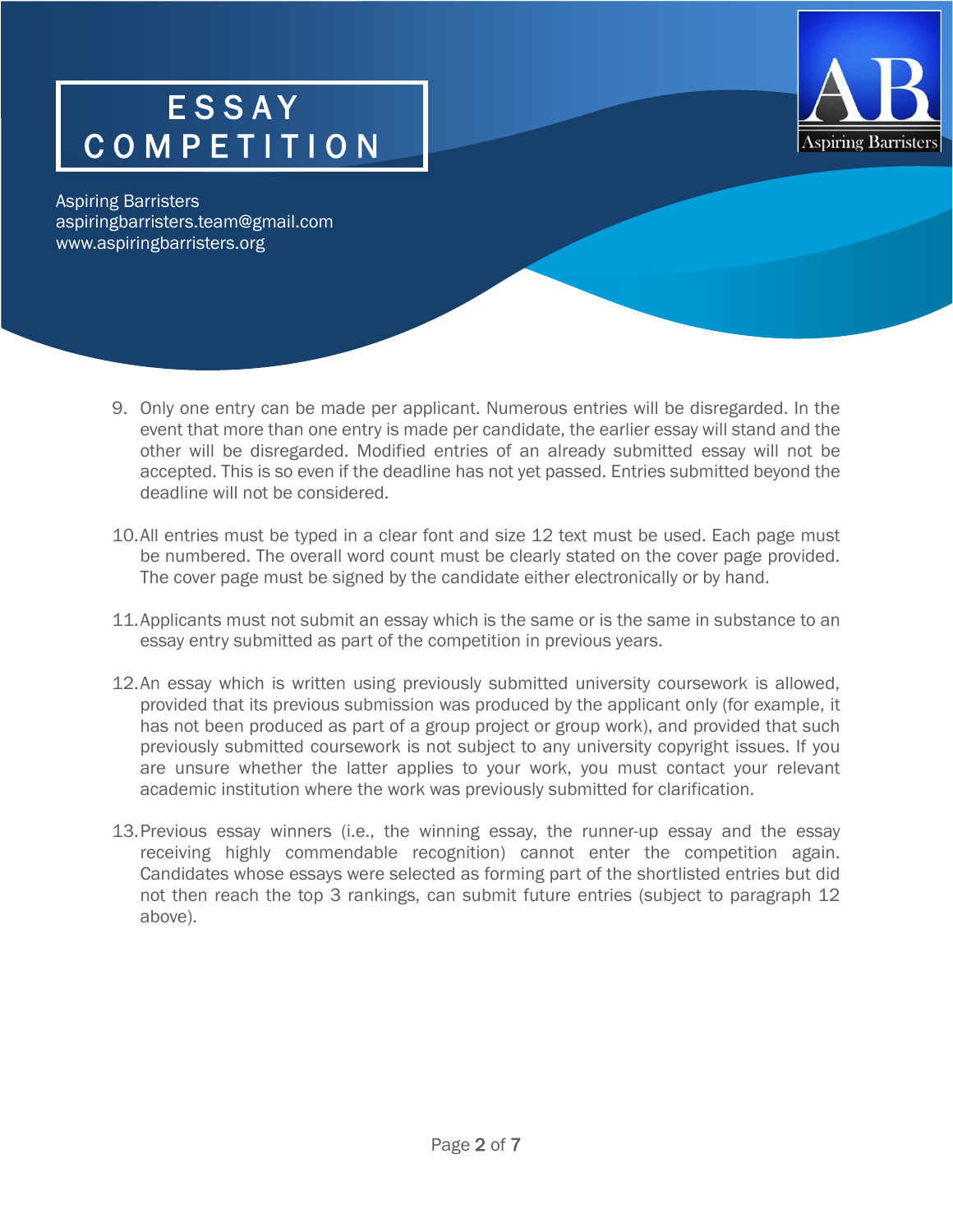# ESSAY COMPETITION

Aspiring Barristers
aspiringbarristers.team@gmail.com
www.aspiringbarristers.org

9. Only one entry can be made per applicant. Numerous entries will be disregarded. In the event that more than one entry is made per candidate, the earlier essay will stand and the other will be disregarded. Modified entries of an already submitted essay will not be accepted. This is so even if the deadline has not yet passed. Entries submitted beyond the deadline will not be considered.

10. All entries must be typed in a clear font and size 12 text must be used. Each page must be numbered. The overall word count must be clearly stated on the cover page provided. The cover page must be signed by the candidate either electronically or by hand.

11. Applicants must not submit an essay which is the same or is the same in substance to an essay entry submitted as part of the competition in previous years.

12. An essay which is written using previously submitted university coursework is allowed, provided that its previous submission was produced by the applicant only (for example, it has not been produced as part of a group project or group work), and provided that such previously submitted coursework is not subject to any university copyright issues. If you are unsure whether the latter applies to your work, you must contact your relevant academic institution where the work was previously submitted for clarification.

13. Previous essay winners (i.e., the winning essay, the runner-up essay and the essay receiving highly commendable recognition) cannot enter the competition again. Candidates whose essays were selected as forming part of the shortlisted entries but did not then reach the top 3 rankings, can submit future entries (subject to paragraph 12 above).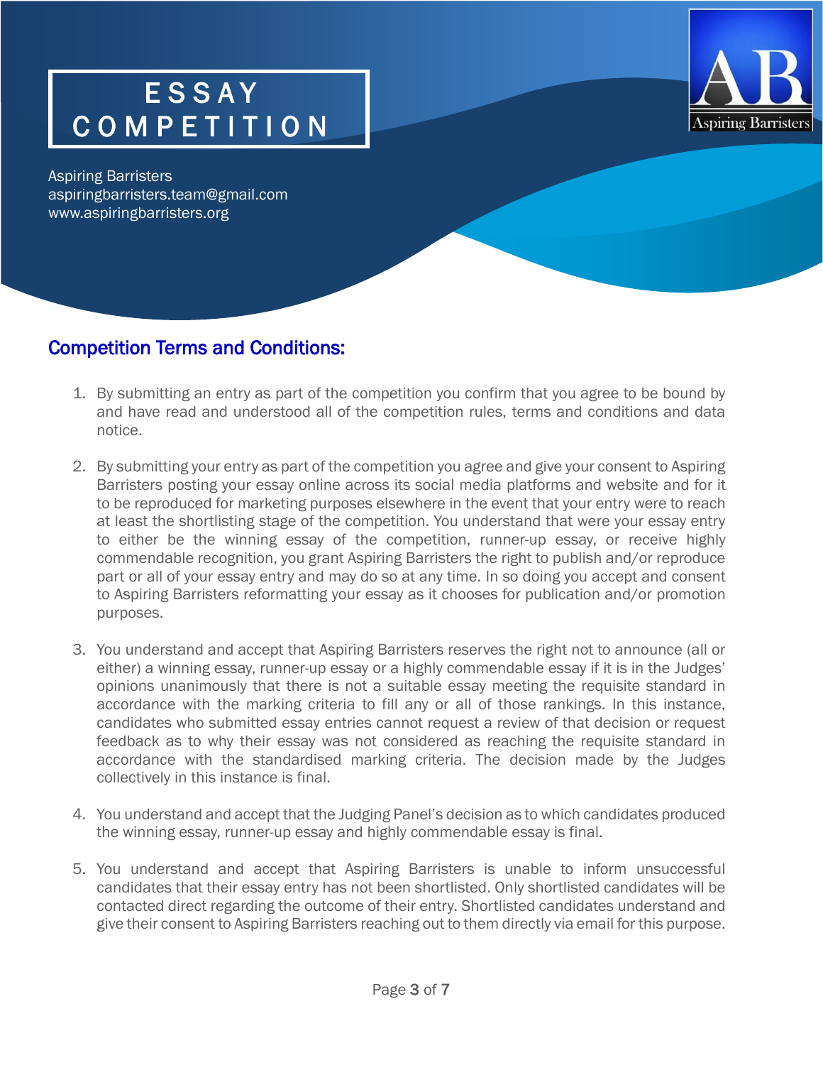# ESSAY COMPETITION

Aspiring Barristers
aspiringbarristers.team@gmail.com
www.aspiringbarristers.org

## Competition Terms and Conditions:

1. By submitting an entry as part of the competition you confirm that you agree to be bound by and have read and understood all of the competition rules, terms and conditions and data notice.

2. By submitting your entry as part of the competition you agree and give your consent to Aspiring Barristers posting your essay online across its social media platforms and website and for it to be reproduced for marketing purposes elsewhere in the event that your entry were to reach at least the shortlisting stage of the competition. You understand that were your essay entry to either be the winning essay of the competition, runner-up essay, or receive highly commendable recognition, you grant Aspiring Barristers the right to publish and/or reproduce part or all of your essay entry and may do so at any time. In so doing you accept and consent to Aspiring Barristers reformatting your essay as it chooses for publication and/or promotion purposes.

3. You understand and accept that Aspiring Barristers reserves the right not to announce (all or either) a winning essay, runner-up essay or a highly commendable essay if it is in the Judges' opinions unanimously that there is not a suitable essay meeting the requisite standard in accordance with the marking criteria to fill any or all of those rankings. In this instance, candidates who submitted essay entries cannot request a review of that decision or request feedback as to why their essay was not considered as reaching the requisite standard in accordance with the standardised marking criteria. The decision made by the Judges collectively in this instance is final.

4. You understand and accept that the Judging Panel's decision as to which candidates produced the winning essay, runner-up essay and highly commendable essay is final.

5. You understand and accept that Aspiring Barristers is unable to inform unsuccessful candidates that their essay entry has not been shortlisted. Only shortlisted candidates will be contacted direct regarding the outcome of their entry. Shortlisted candidates understand and give their consent to Aspiring Barristers reaching out to them directly via email for this purpose.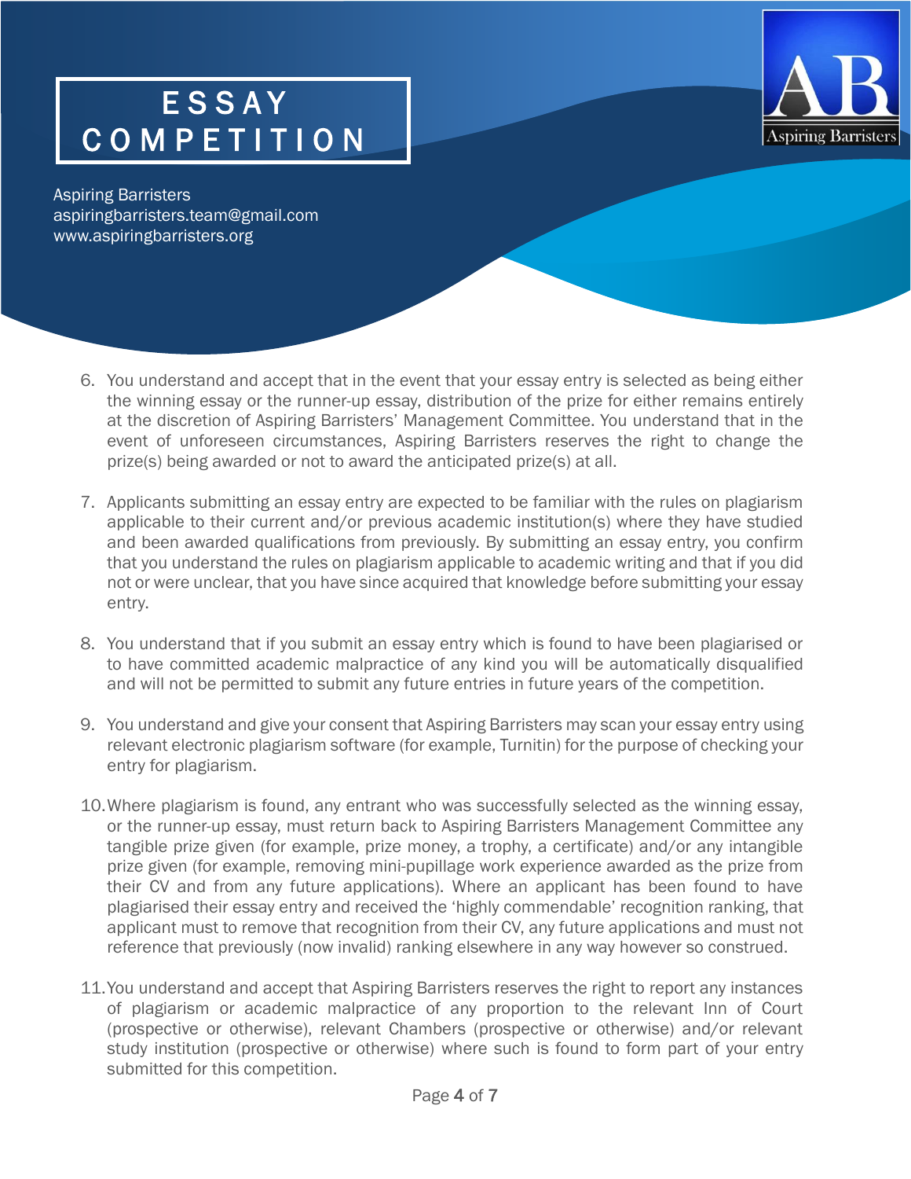# ESSAY COMPETITION

Aspiring Barristers
aspiringbarristers.team@gmail.com
www.aspiringbarristers.org

6. You understand and accept that in the event that your essay entry is selected as being either the winning essay or the runner-up essay, distribution of the prize for either remains entirely at the discretion of Aspiring Barristers' Management Committee. You understand that in the event of unforeseen circumstances, Aspiring Barristers reserves the right to change the prize(s) being awarded or not to award the anticipated prize(s) at all.

7. Applicants submitting an essay entry are expected to be familiar with the rules on plagiarism applicable to their current and/or previous academic institution(s) where they have studied and been awarded qualifications from previously. By submitting an essay entry, you confirm that you understand the rules on plagiarism applicable to academic writing and that if you did not or were unclear, that you have since acquired that knowledge before submitting your essay entry.

8. You understand that if you submit an essay entry which is found to have been plagiarised or to have committed academic malpractice of any kind you will be automatically disqualified and will not be permitted to submit any future entries in future years of the competition.

9. You understand and give your consent that Aspiring Barristers may scan your essay entry using relevant electronic plagiarism software (for example, Turnitin) for the purpose of checking your entry for plagiarism.

10. Where plagiarism is found, any entrant who was successfully selected as the winning essay, or the runner-up essay, must return back to Aspiring Barristers Management Committee any tangible prize given (for example, prize money, a trophy, a certificate) and/or any intangible prize given (for example, removing mini-pupillage work experience awarded as the prize from their CV and from any future applications). Where an applicant has been found to have plagiarised their essay entry and received the 'highly commendable' recognition ranking, that applicant must to remove that recognition from their CV, any future applications and must not reference that previously (now invalid) ranking elsewhere in any way however so construed.

11. You understand and accept that Aspiring Barristers reserves the right to report any instances of plagiarism or academic malpractice of any proportion to the relevant Inn of Court (prospective or otherwise), relevant Chambers (prospective or otherwise) and/or relevant study institution (prospective or otherwise) where such is found to form part of your entry submitted for this competition.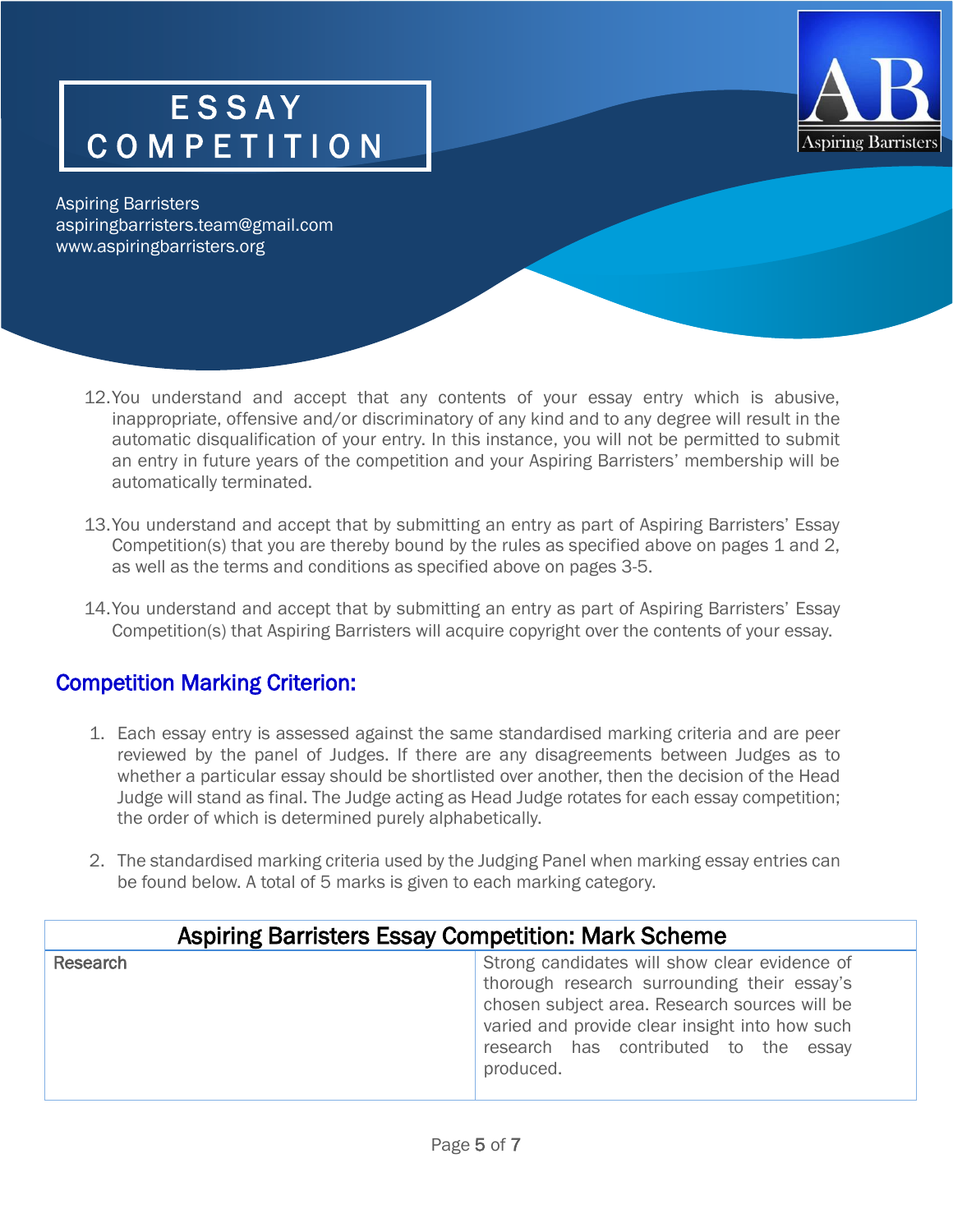# ESSAY COMPETITION

Aspiring Barristers
aspiringbarristers.team@gmail.com
www.aspiringbarristers.org

12. You understand and accept that any contents of your essay entry which is abusive, inappropriate, offensive and/or discriminatory of any kind and to any degree will result in the automatic disqualification of your entry. In this instance, you will not be permitted to submit an entry in future years of the competition and your Aspiring Barristers' membership will be automatically terminated.

13. You understand and accept that by submitting an entry as part of Aspiring Barristers' Essay Competition(s) that you are thereby bound by the rules as specified above on pages 1 and 2, as well as the terms and conditions as specified above on pages 3-5.

14. You understand and accept that by submitting an entry as part of Aspiring Barristers' Essay Competition(s) that Aspiring Barristers will acquire copyright over the contents of your essay.

## Competition Marking Criterion:

1. Each essay entry is assessed against the same standardised marking criteria and are peer reviewed by the panel of Judges. If there are any disagreements between Judges as to whether a particular essay should be shortlisted over another, then the decision of the Head Judge will stand as final. The Judge acting as Head Judge rotates for each essay competition; the order of which is determined purely alphabetically.

2. The standardised marking criteria used by the Judging Panel when marking essay entries can be found below. A total of 5 marks is given to each marking category.

| Aspiring Barristers Essay Competition: Mark Scheme | |
|---|---|
| Research | Strong candidates will show clear evidence of thorough research surrounding their essay's chosen subject area. Research sources will be varied and provide clear insight into how such research has contributed to the essay produced. |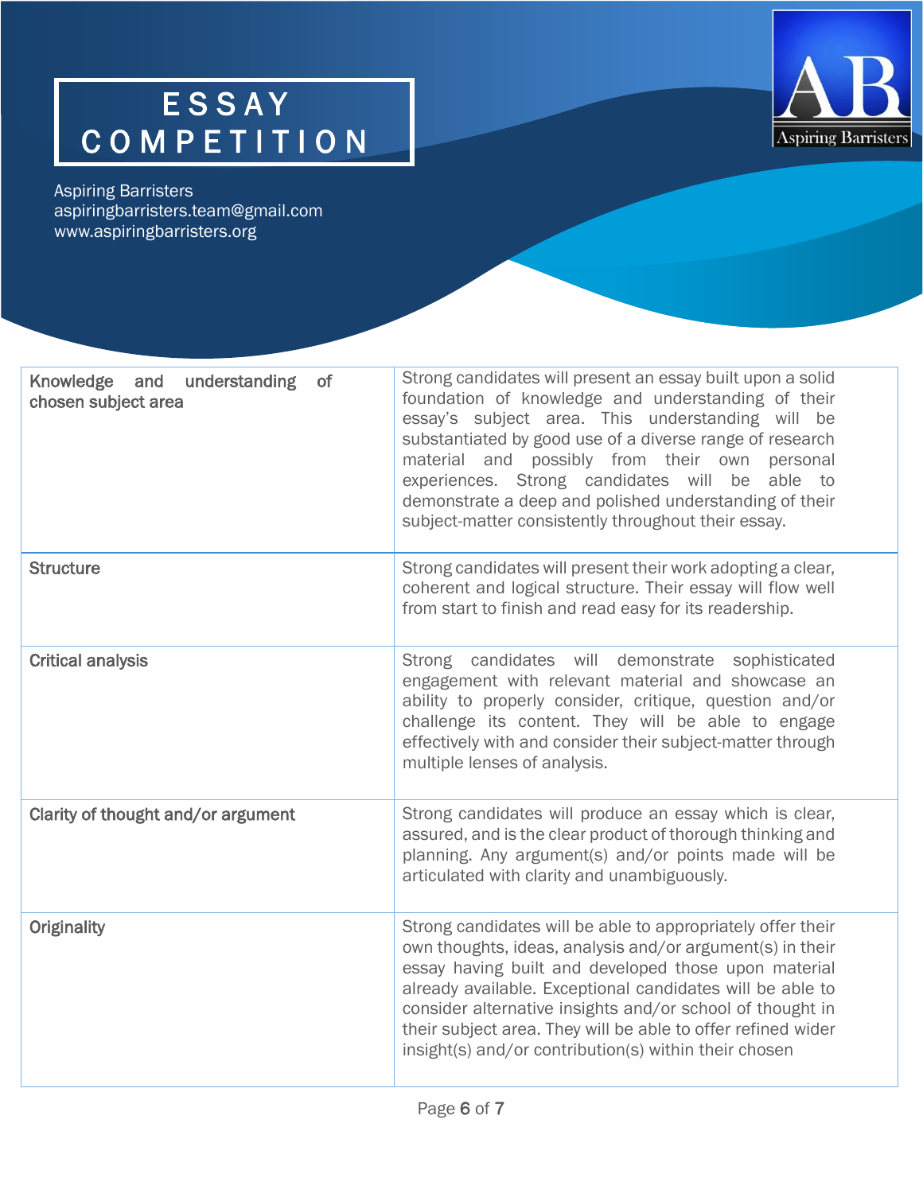# ESSAY COMPETITION

Aspiring Barristers
aspiringbarristers.team@gmail.com
www.aspiringbarristers.org

| Knowledge and understanding of chosen subject area | Strong candidates will present an essay built upon a solid foundation of knowledge and understanding of their essay's subject area. This understanding will be substantiated by good use of a diverse range of research material and possibly from their own personal experiences. Strong candidates will be able to demonstrate a deep and polished understanding of their subject-matter consistently throughout their essay. |
|---|---|
| Structure | Strong candidates will present their work adopting a clear, coherent and logical structure. Their essay will flow well from start to finish and read easy for its readership. |
| Critical analysis | Strong candidates will demonstrate sophisticated engagement with relevant material and showcase an ability to properly consider, critique, question and/or challenge its content. They will be able to engage effectively with and consider their subject-matter through multiple lenses of analysis. |
| Clarity of thought and/or argument | Strong candidates will produce an essay which is clear, assured, and is the clear product of thorough thinking and planning. Any argument(s) and/or points made will be articulated with clarity and unambiguously. |
| Originality | Strong candidates will be able to appropriately offer their own thoughts, ideas, analysis and/or argument(s) in their essay having built and developed those upon material already available. Exceptional candidates will be able to consider alternative insights and/or school of thought in their subject area. They will be able to offer refined wider insight(s) and/or contribution(s) within their chosen |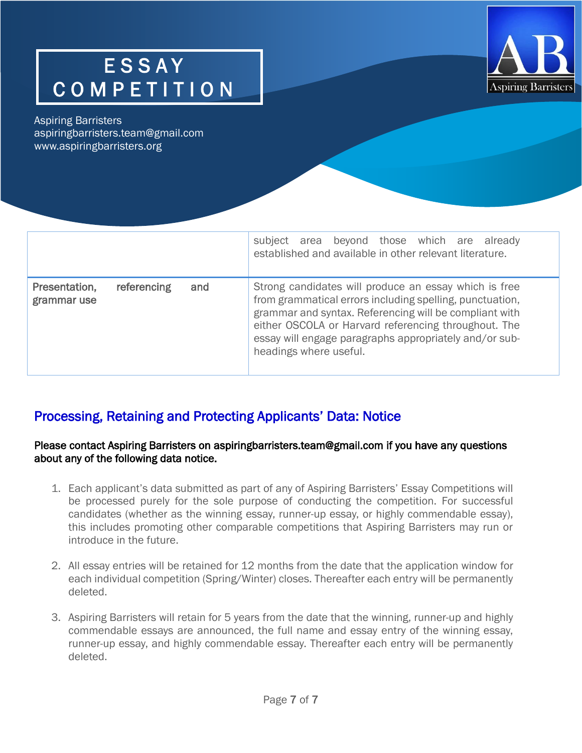# ESSAY COMPETITION

Aspiring Barristers
aspiringbarristers.team@gmail.com
www.aspiringbarristers.org

| | |
|---|---|
| | subject area beyond those which are already established and available in other relevant literature. |
| **Presentation, referencing and grammar use** | Strong candidates will produce an essay which is free from grammatical errors including spelling, punctuation, grammar and syntax. Referencing will be compliant with either OSCOLA or Harvard referencing throughout. The essay will engage paragraphs appropriately and/or sub-headings where useful. |

## Processing, Retaining and Protecting Applicants' Data: Notice

**Please contact Aspiring Barristers on aspiringbarristers.team@gmail.com if you have any questions about any of the following data notice.**

1. Each applicant's data submitted as part of any of Aspiring Barristers' Essay Competitions will be processed purely for the sole purpose of conducting the competition. For successful candidates (whether as the winning essay, runner-up essay, or highly commendable essay), this includes promoting other comparable competitions that Aspiring Barristers may run or introduce in the future.

2. All essay entries will be retained for 12 months from the date that the application window for each individual competition (Spring/Winter) closes. Thereafter each entry will be permanently deleted.

3. Aspiring Barristers will retain for 5 years from the date that the winning, runner-up and highly commendable essays are announced, the full name and essay entry of the winning essay, runner-up essay, and highly commendable essay. Thereafter each entry will be permanently deleted.